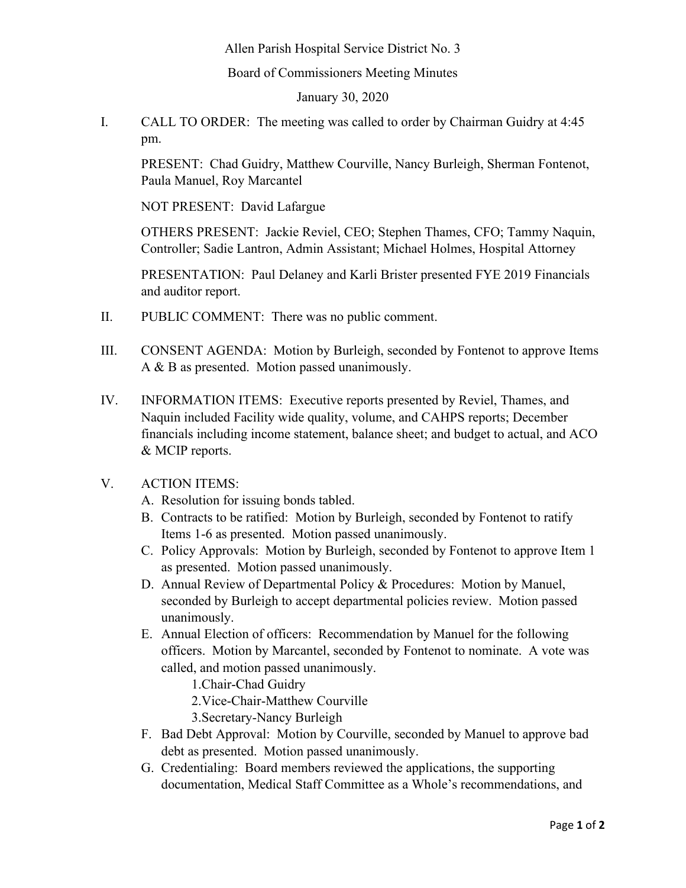Allen Parish Hospital Service District No. 3

Board of Commissioners Meeting Minutes

January 30, 2020

I. CALL TO ORDER: The meeting was called to order by Chairman Guidry at 4:45 pm.

PRESENT: Chad Guidry, Matthew Courville, Nancy Burleigh, Sherman Fontenot, Paula Manuel, Roy Marcantel

NOT PRESENT: David Lafargue

OTHERS PRESENT: Jackie Reviel, CEO; Stephen Thames, CFO; Tammy Naquin, Controller; Sadie Lantron, Admin Assistant; Michael Holmes, Hospital Attorney

PRESENTATION: Paul Delaney and Karli Brister presented FYE 2019 Financials and auditor report.

II. PUBLIC COMMENT: There was no public comment.

III. CONSENT AGENDA: Motion by Burleigh, seconded by Fontenot to approve Items A & B as presented. Motion passed unanimously.

IV. INFORMATION ITEMS: Executive reports presented by Reviel, Thames, and Naquin included Facility wide quality, volume, and CAHPS reports; December financials including income statement, balance sheet; and budget to actual, and ACO & MCIP reports.

V. ACTION ITEMS:

A. Resolution for issuing bonds tabled.
B. Contracts to be ratified: Motion by Burleigh, seconded by Fontenot to ratify Items 1-6 as presented. Motion passed unanimously.
C. Policy Approvals: Motion by Burleigh, seconded by Fontenot to approve Item 1 as presented. Motion passed unanimously.
D. Annual Review of Departmental Policy & Procedures: Motion by Manuel, seconded by Burleigh to accept departmental policies review. Motion passed unanimously.
E. Annual Election of officers: Recommendation by Manuel for the following officers. Motion by Marcantel, seconded by Fontenot to nominate. A vote was called, and motion passed unanimously.
   1. Chair-Chad Guidry
   2. Vice-Chair-Matthew Courville
   3. Secretary-Nancy Burleigh
F. Bad Debt Approval: Motion by Courville, seconded by Manuel to approve bad debt as presented. Motion passed unanimously.
G. Credentialing: Board members reviewed the applications, the supporting documentation, Medical Staff Committee as a Whole's recommendations, and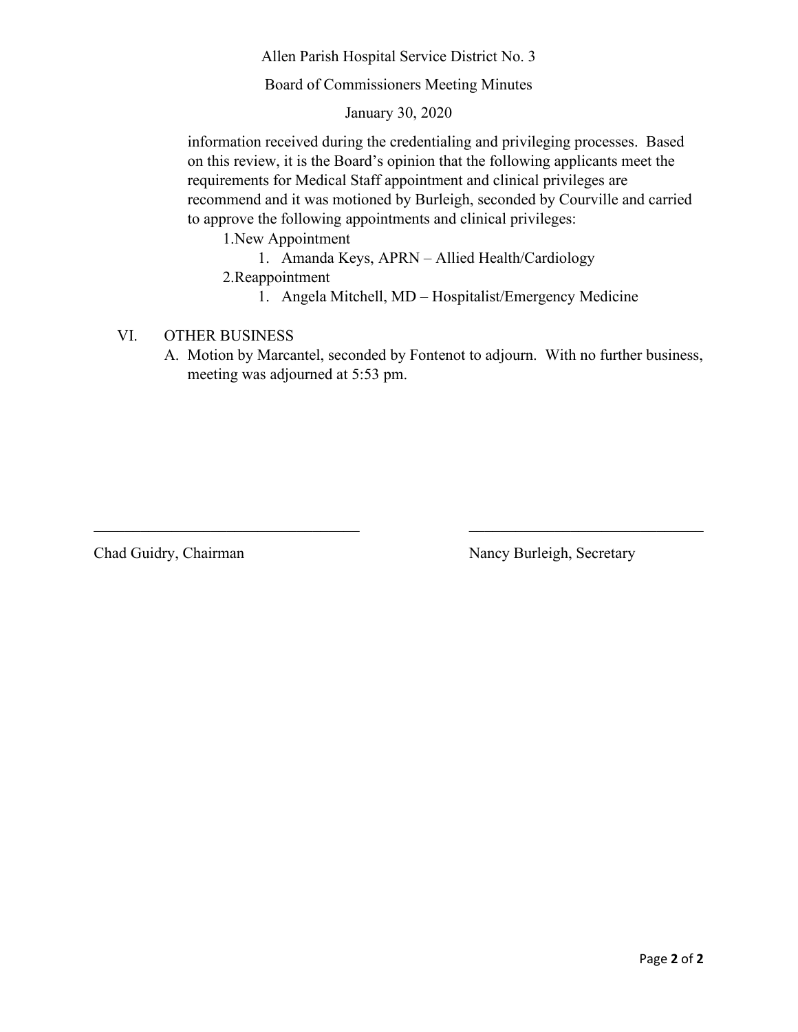information received during the credentialing and privileging processes. Based on this review, it is the Board's opinion that the following applicants meet the requirements for Medical Staff appointment and clinical privileges are recommend and it was motioned by Burleigh, seconded by Courville and carried to approve the following appointments and clinical privileges:

1. New Appointment
   1. Amanda Keys, APRN – Allied Health/Cardiology
2. Reappointment
   1. Angela Mitchell, MD – Hospitalist/Emergency Medicine

VI. OTHER BUSINESS

A. Motion by Marcantel, seconded by Fontenot to adjourn. With no further business, meeting was adjourned at 5:53 pm.

\_\_\_\_\_\_\_\_\_\_\_\_\_\_\_\_\_\_\_\_\_\_\_\_\_\_\_\_\_\_\_\_\_\_\_

Chad Guidry, Chairman

\_\_\_\_\_\_\_\_\_\_\_\_\_\_\_\_\_\_\_\_\_\_\_\_\_\_\_\_\_\_\_\_\_\_\_

Nancy Burleigh, Secretary